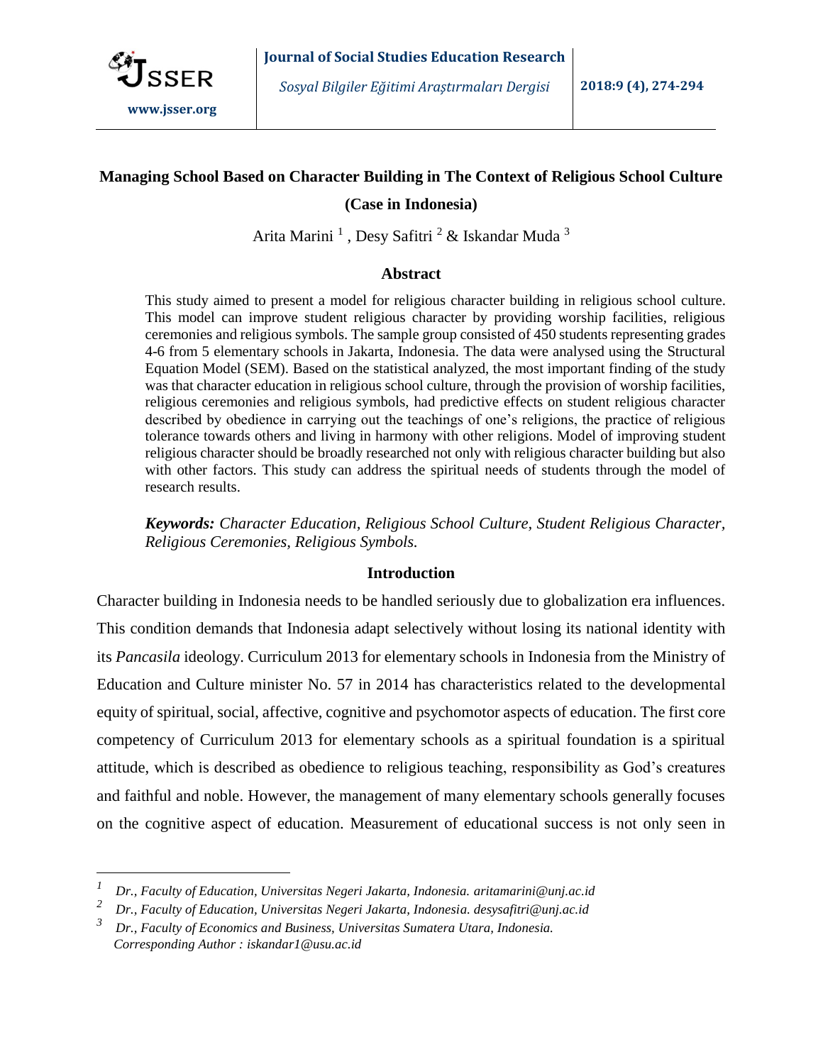# Managing School Based on Character Building in The Context of Religious School Culture (Case in Indonesia)

Arita Marini [1], Desy Safitri [2] & Iskandar Muda [3]

## Abstract

This study aimed to present a model for religious character building in religious school culture. This model can improve student religious character by providing worship facilities, religious ceremonies and religious symbols. The sample group consisted of 450 students representing grades 4-6 from 5 elementary schools in Jakarta, Indonesia. The data were analysed using the Structural Equation Model (SEM). Based on the statistical analyzed, the most important finding of the study was that character education in religious school culture, through the provision of worship facilities, religious ceremonies and religious symbols, had predictive effects on student religious character described by obedience in carrying out the teachings of one's religions, the practice of religious tolerance towards others and living in harmony with other religions. Model of improving student religious character should be broadly researched not only with religious character building but also with other factors. This study can address the spiritual needs of students through the model of research results.

***Keywords:*** *Character Education, Religious School Culture, Student Religious Character, Religious Ceremonies, Religious Symbols.*

## Introduction

Character building in Indonesia needs to be handled seriously due to globalization era influences. This condition demands that Indonesia adapt selectively without losing its national identity with its *Pancasila* ideology. Curriculum 2013 for elementary schools in Indonesia from the Ministry of Education and Culture minister No. 57 in 2014 has characteristics related to the developmental equity of spiritual, social, affective, cognitive and psychomotor aspects of education. The first core competency of Curriculum 2013 for elementary schools as a spiritual foundation is a spiritual attitude, which is described as obedience to religious teaching, responsibility as God's creatures and faithful and noble. However, the management of many elementary schools generally focuses on the cognitive aspect of education. Measurement of educational success is not only seen in

---

[1] *Dr., Faculty of Education, Universitas Negeri Jakarta, Indonesia. aritamarini@unj.ac.id*

[2] *Dr., Faculty of Education, Universitas Negeri Jakarta, Indonesia. desysafitri@unj.ac.id*

[3] *Dr., Faculty of Economics and Business, Universitas Sumatera Utara, Indonesia. Corresponding Author : iskandar1@usu.ac.id*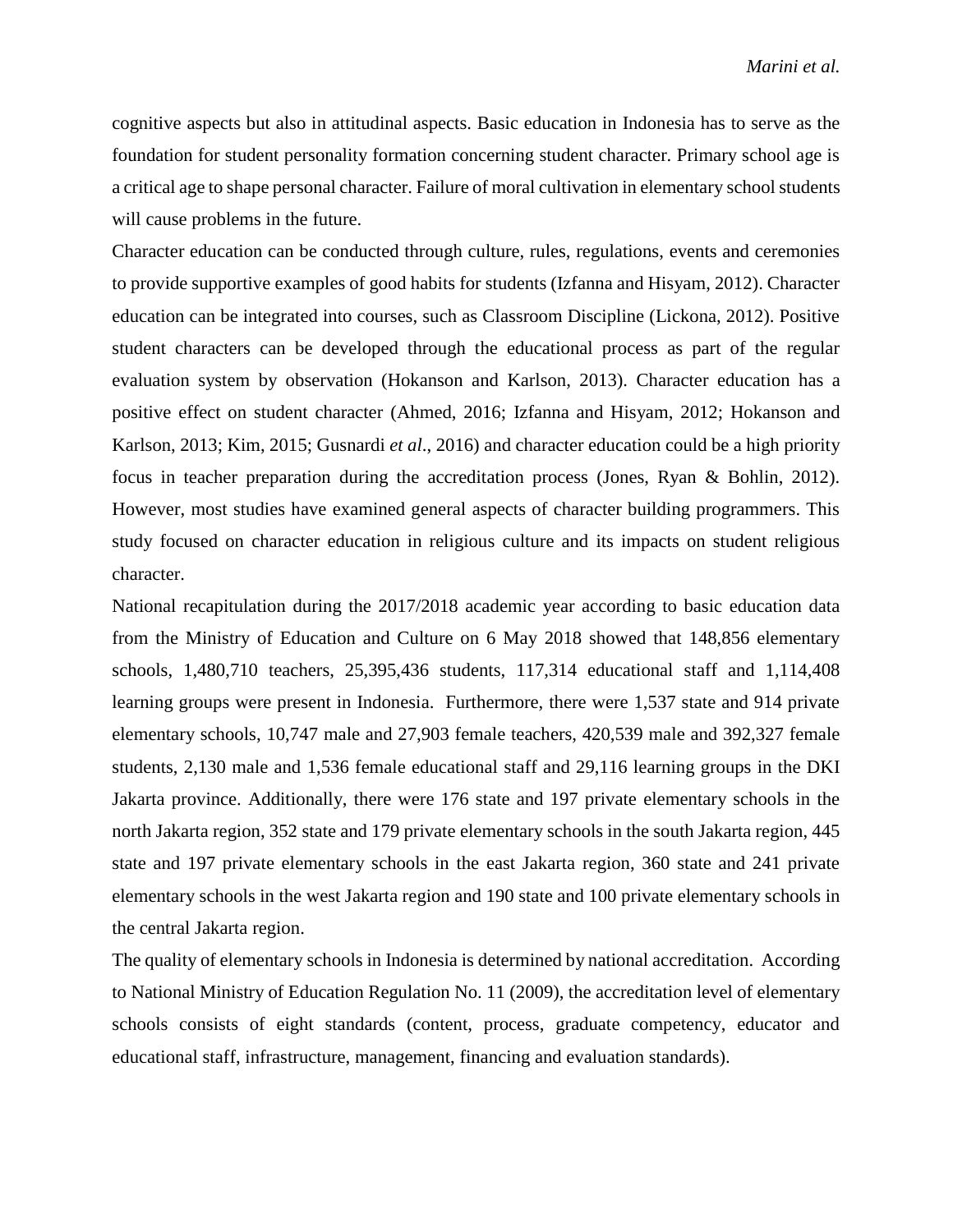cognitive aspects but also in attitudinal aspects. Basic education in Indonesia has to serve as the foundation for student personality formation concerning student character. Primary school age is a critical age to shape personal character. Failure of moral cultivation in elementary school students will cause problems in the future.

Character education can be conducted through culture, rules, regulations, events and ceremonies to provide supportive examples of good habits for students (Izfanna and Hisyam, 2012). Character education can be integrated into courses, such as Classroom Discipline (Lickona, 2012). Positive student characters can be developed through the educational process as part of the regular evaluation system by observation (Hokanson and Karlson, 2013). Character education has a positive effect on student character (Ahmed, 2016; Izfanna and Hisyam, 2012; Hokanson and Karlson, 2013; Kim, 2015; Gusnardi *et al*., 2016) and character education could be a high priority focus in teacher preparation during the accreditation process (Jones, Ryan & Bohlin, 2012). However, most studies have examined general aspects of character building programmers. This study focused on character education in religious culture and its impacts on student religious character.

National recapitulation during the 2017/2018 academic year according to basic education data from the Ministry of Education and Culture on 6 May 2018 showed that 148,856 elementary schools, 1,480,710 teachers, 25,395,436 students, 117,314 educational staff and 1,114,408 learning groups were present in Indonesia. Furthermore, there were 1,537 state and 914 private elementary schools, 10,747 male and 27,903 female teachers, 420,539 male and 392,327 female students, 2,130 male and 1,536 female educational staff and 29,116 learning groups in the DKI Jakarta province. Additionally, there were 176 state and 197 private elementary schools in the north Jakarta region, 352 state and 179 private elementary schools in the south Jakarta region, 445 state and 197 private elementary schools in the east Jakarta region, 360 state and 241 private elementary schools in the west Jakarta region and 190 state and 100 private elementary schools in the central Jakarta region.

The quality of elementary schools in Indonesia is determined by national accreditation. According to National Ministry of Education Regulation No. 11 (2009), the accreditation level of elementary schools consists of eight standards (content, process, graduate competency, educator and educational staff, infrastructure, management, financing and evaluation standards).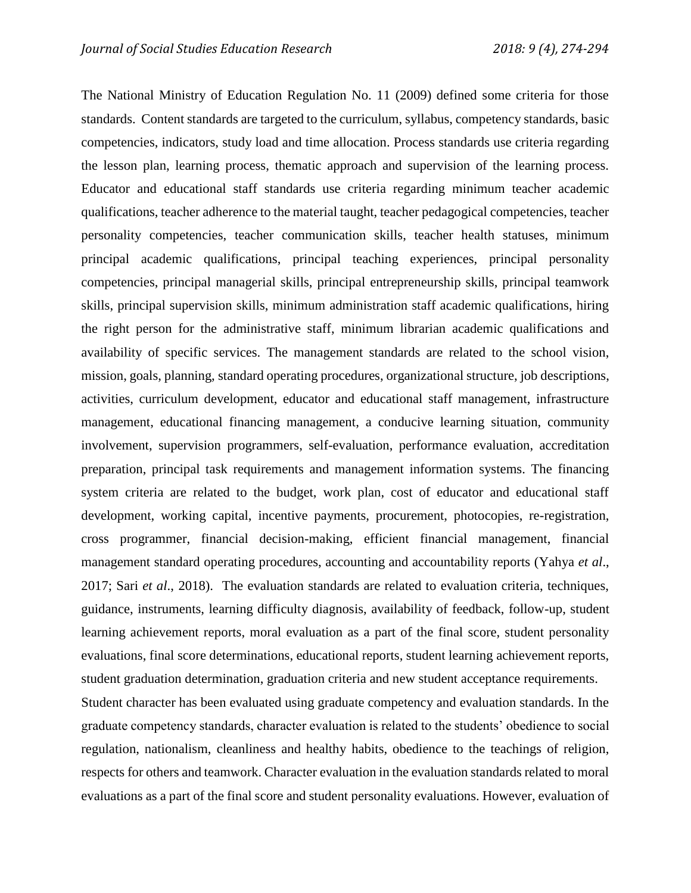The National Ministry of Education Regulation No. 11 (2009) defined some criteria for those standards. Content standards are targeted to the curriculum, syllabus, competency standards, basic competencies, indicators, study load and time allocation. Process standards use criteria regarding the lesson plan, learning process, thematic approach and supervision of the learning process. Educator and educational staff standards use criteria regarding minimum teacher academic qualifications, teacher adherence to the material taught, teacher pedagogical competencies, teacher personality competencies, teacher communication skills, teacher health statuses, minimum principal academic qualifications, principal teaching experiences, principal personality competencies, principal managerial skills, principal entrepreneurship skills, principal teamwork skills, principal supervision skills, minimum administration staff academic qualifications, hiring the right person for the administrative staff, minimum librarian academic qualifications and availability of specific services. The management standards are related to the school vision, mission, goals, planning, standard operating procedures, organizational structure, job descriptions, activities, curriculum development, educator and educational staff management, infrastructure management, educational financing management, a conducive learning situation, community involvement, supervision programmers, self-evaluation, performance evaluation, accreditation preparation, principal task requirements and management information systems. The financing system criteria are related to the budget, work plan, cost of educator and educational staff development, working capital, incentive payments, procurement, photocopies, re-registration, cross programmer, financial decision-making, efficient financial management, financial management standard operating procedures, accounting and accountability reports (Yahya *et al*., 2017; Sari *et al*., 2018). The evaluation standards are related to evaluation criteria, techniques, guidance, instruments, learning difficulty diagnosis, availability of feedback, follow-up, student learning achievement reports, moral evaluation as a part of the final score, student personality evaluations, final score determinations, educational reports, student learning achievement reports, student graduation determination, graduation criteria and new student acceptance requirements.

Student character has been evaluated using graduate competency and evaluation standards. In the graduate competency standards, character evaluation is related to the students' obedience to social regulation, nationalism, cleanliness and healthy habits, obedience to the teachings of religion, respects for others and teamwork. Character evaluation in the evaluation standards related to moral evaluations as a part of the final score and student personality evaluations. However, evaluation of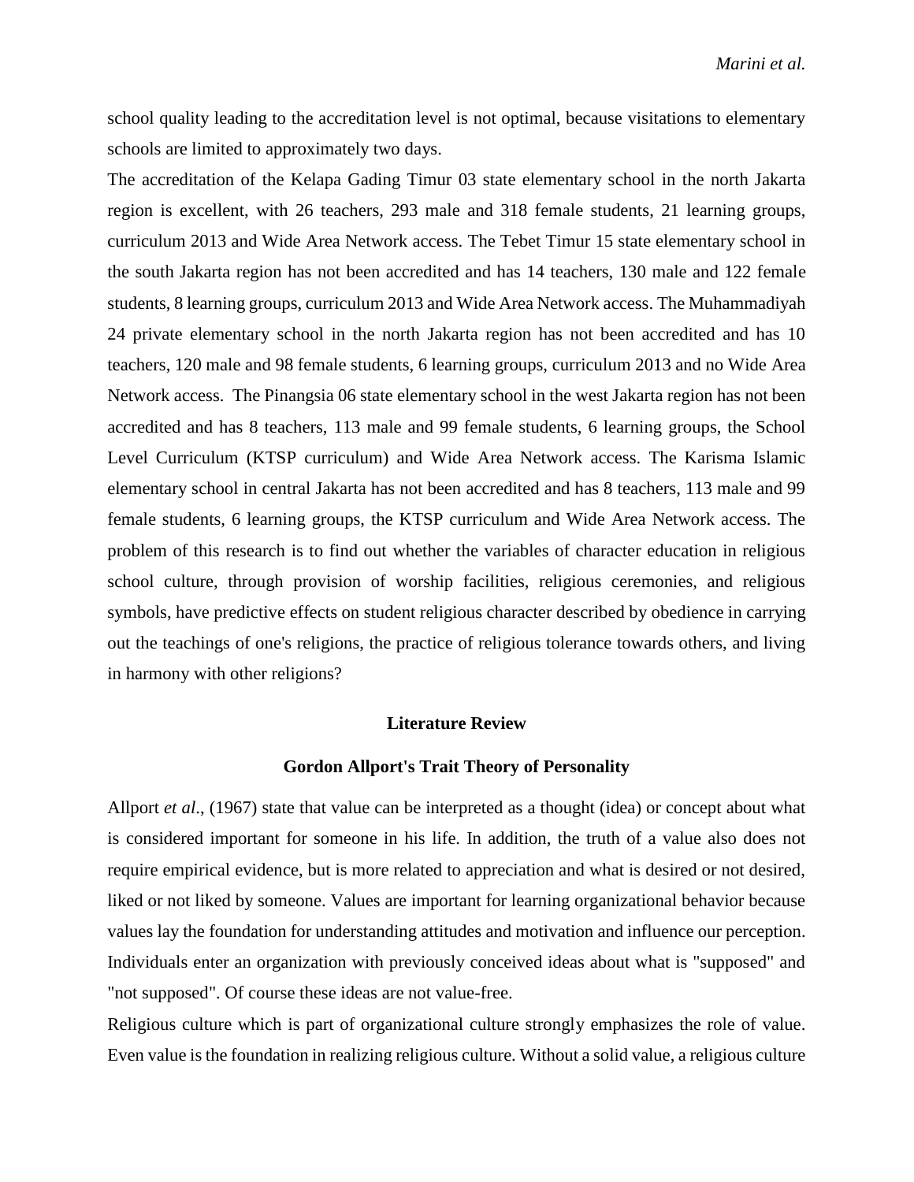school quality leading to the accreditation level is not optimal, because visitations to elementary schools are limited to approximately two days.

The accreditation of the Kelapa Gading Timur 03 state elementary school in the north Jakarta region is excellent, with 26 teachers, 293 male and 318 female students, 21 learning groups, curriculum 2013 and Wide Area Network access. The Tebet Timur 15 state elementary school in the south Jakarta region has not been accredited and has 14 teachers, 130 male and 122 female students, 8 learning groups, curriculum 2013 and Wide Area Network access. The Muhammadiyah 24 private elementary school in the north Jakarta region has not been accredited and has 10 teachers, 120 male and 98 female students, 6 learning groups, curriculum 2013 and no Wide Area Network access. The Pinangsia 06 state elementary school in the west Jakarta region has not been accredited and has 8 teachers, 113 male and 99 female students, 6 learning groups, the School Level Curriculum (KTSP curriculum) and Wide Area Network access. The Karisma Islamic elementary school in central Jakarta has not been accredited and has 8 teachers, 113 male and 99 female students, 6 learning groups, the KTSP curriculum and Wide Area Network access. The problem of this research is to find out whether the variables of character education in religious school culture, through provision of worship facilities, religious ceremonies, and religious symbols, have predictive effects on student religious character described by obedience in carrying out the teachings of one's religions, the practice of religious tolerance towards others, and living in harmony with other religions?

## Literature Review

### Gordon Allport's Trait Theory of Personality

Allport *et al*., (1967) state that value can be interpreted as a thought (idea) or concept about what is considered important for someone in his life. In addition, the truth of a value also does not require empirical evidence, but is more related to appreciation and what is desired or not desired, liked or not liked by someone. Values are important for learning organizational behavior because values lay the foundation for understanding attitudes and motivation and influence our perception. Individuals enter an organization with previously conceived ideas about what is "supposed" and "not supposed". Of course these ideas are not value-free.

Religious culture which is part of organizational culture strongly emphasizes the role of value. Even value is the foundation in realizing religious culture. Without a solid value, a religious culture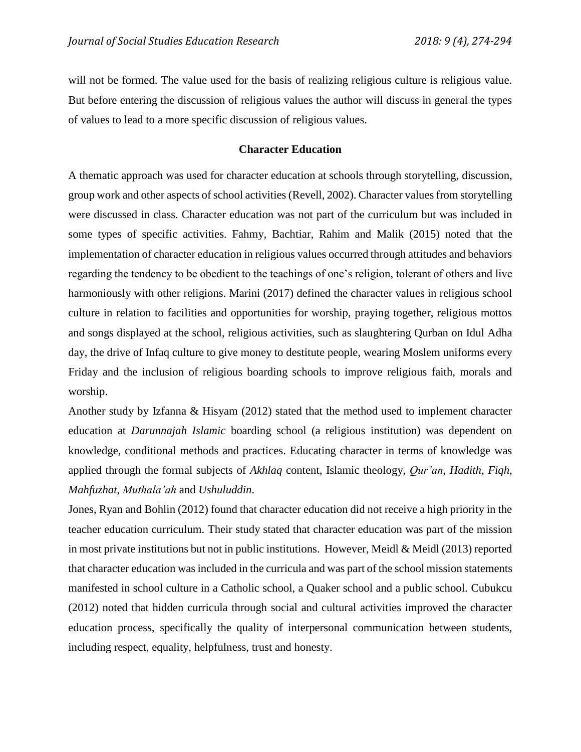will not be formed. The value used for the basis of realizing religious culture is religious value. But before entering the discussion of religious values the author will discuss in general the types of values to lead to a more specific discussion of religious values.

## Character Education

A thematic approach was used for character education at schools through storytelling, discussion, group work and other aspects of school activities (Revell, 2002). Character values from storytelling were discussed in class. Character education was not part of the curriculum but was included in some types of specific activities. Fahmy, Bachtiar, Rahim and Malik (2015) noted that the implementation of character education in religious values occurred through attitudes and behaviors regarding the tendency to be obedient to the teachings of one's religion, tolerant of others and live harmoniously with other religions. Marini (2017) defined the character values in religious school culture in relation to facilities and opportunities for worship, praying together, religious mottos and songs displayed at the school, religious activities, such as slaughtering Qurban on Idul Adha day, the drive of Infaq culture to give money to destitute people, wearing Moslem uniforms every Friday and the inclusion of religious boarding schools to improve religious faith, morals and worship.

Another study by Izfanna & Hisyam (2012) stated that the method used to implement character education at *Darunnajah Islamic* boarding school (a religious institution) was dependent on knowledge, conditional methods and practices. Educating character in terms of knowledge was applied through the formal subjects of *Akhlaq* content, Islamic theology, *Qur'an*, *Hadith*, *Fiqh*, *Mahfuzhat*, *Muthala'ah* and *Ushuluddin*.

Jones, Ryan and Bohlin (2012) found that character education did not receive a high priority in the teacher education curriculum. Their study stated that character education was part of the mission in most private institutions but not in public institutions. However, Meidl & Meidl (2013) reported that character education was included in the curricula and was part of the school mission statements manifested in school culture in a Catholic school, a Quaker school and a public school. Cubukcu (2012) noted that hidden curricula through social and cultural activities improved the character education process, specifically the quality of interpersonal communication between students, including respect, equality, helpfulness, trust and honesty.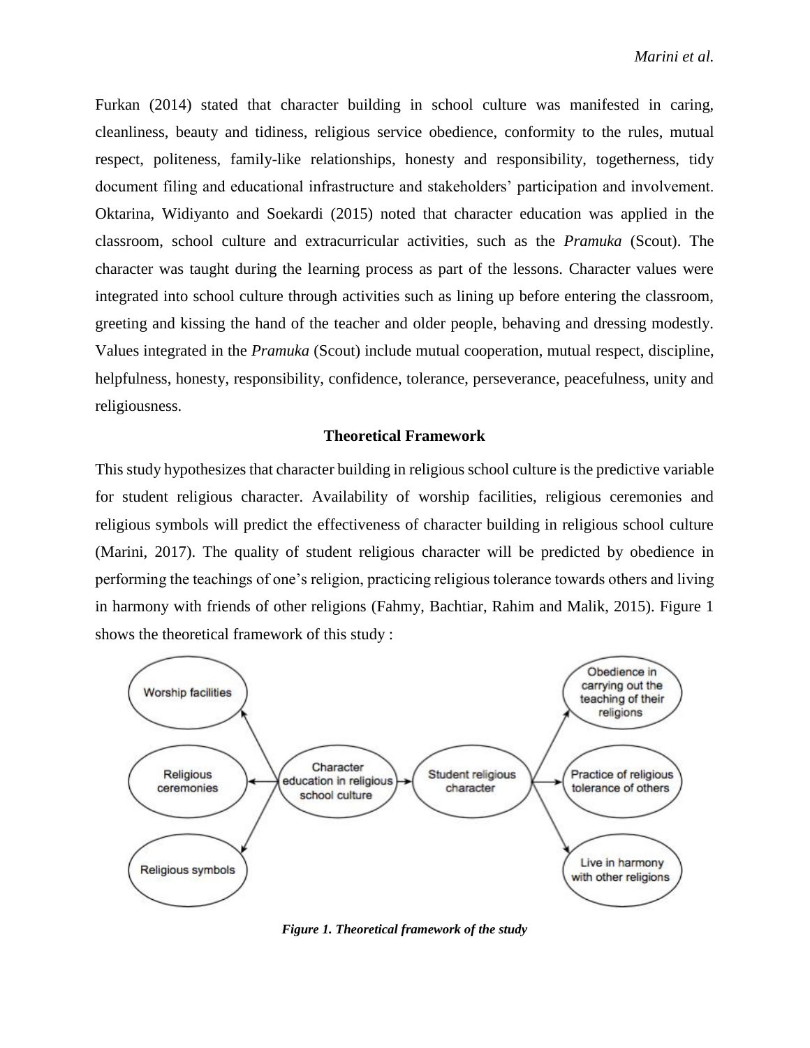Furkan (2014) stated that character building in school culture was manifested in caring, cleanliness, beauty and tidiness, religious service obedience, conformity to the rules, mutual respect, politeness, family-like relationships, honesty and responsibility, togetherness, tidy document filing and educational infrastructure and stakeholders' participation and involvement. Oktarina, Widiyanto and Soekardi (2015) noted that character education was applied in the classroom, school culture and extracurricular activities, such as the *Pramuka* (Scout). The character was taught during the learning process as part of the lessons. Character values were integrated into school culture through activities such as lining up before entering the classroom, greeting and kissing the hand of the teacher and older people, behaving and dressing modestly. Values integrated in the *Pramuka* (Scout) include mutual cooperation, mutual respect, discipline, helpfulness, honesty, responsibility, confidence, tolerance, perseverance, peacefulness, unity and religiousness.

## Theoretical Framework

This study hypothesizes that character building in religious school culture is the predictive variable for student religious character. Availability of worship facilities, religious ceremonies and religious symbols will predict the effectiveness of character building in religious school culture (Marini, 2017). The quality of student religious character will be predicted by obedience in performing the teachings of one's religion, practicing religious tolerance towards others and living in harmony with friends of other religions (Fahmy, Bachtiar, Rahim and Malik, 2015). Figure 1 shows the theoretical framework of this study :

*Figure 1. Theoretical framework of the study*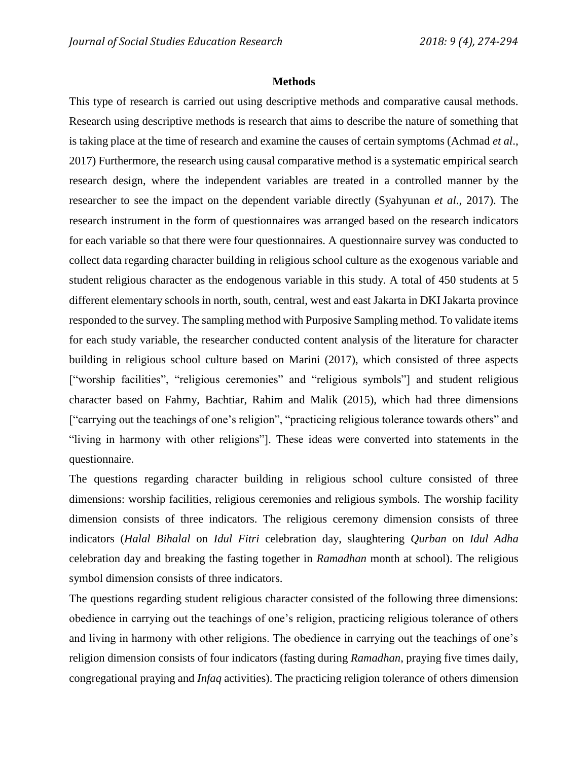## Methods

This type of research is carried out using descriptive methods and comparative causal methods. Research using descriptive methods is research that aims to describe the nature of something that is taking place at the time of research and examine the causes of certain symptoms (Achmad *et al*., 2017) Furthermore, the research using causal comparative method is a systematic empirical search research design, where the independent variables are treated in a controlled manner by the researcher to see the impact on the dependent variable directly (Syahyunan *et al*., 2017). The research instrument in the form of questionnaires was arranged based on the research indicators for each variable so that there were four questionnaires. A questionnaire survey was conducted to collect data regarding character building in religious school culture as the exogenous variable and student religious character as the endogenous variable in this study. A total of 450 students at 5 different elementary schools in north, south, central, west and east Jakarta in DKI Jakarta province responded to the survey. The sampling method with Purposive Sampling method. To validate items for each study variable, the researcher conducted content analysis of the literature for character building in religious school culture based on Marini (2017), which consisted of three aspects ["worship facilities", "religious ceremonies" and "religious symbols"] and student religious character based on Fahmy, Bachtiar, Rahim and Malik (2015), which had three dimensions ["carrying out the teachings of one's religion", "practicing religious tolerance towards others" and "living in harmony with other religions"]. These ideas were converted into statements in the questionnaire.

The questions regarding character building in religious school culture consisted of three dimensions: worship facilities, religious ceremonies and religious symbols. The worship facility dimension consists of three indicators. The religious ceremony dimension consists of three indicators (*Halal Bihalal* on *Idul Fitri* celebration day, slaughtering *Qurban* on *Idul Adha* celebration day and breaking the fasting together in *Ramadhan* month at school). The religious symbol dimension consists of three indicators.

The questions regarding student religious character consisted of the following three dimensions: obedience in carrying out the teachings of one's religion, practicing religious tolerance of others and living in harmony with other religions. The obedience in carrying out the teachings of one's religion dimension consists of four indicators (fasting during *Ramadhan*, praying five times daily, congregational praying and *Infaq* activities). The practicing religion tolerance of others dimension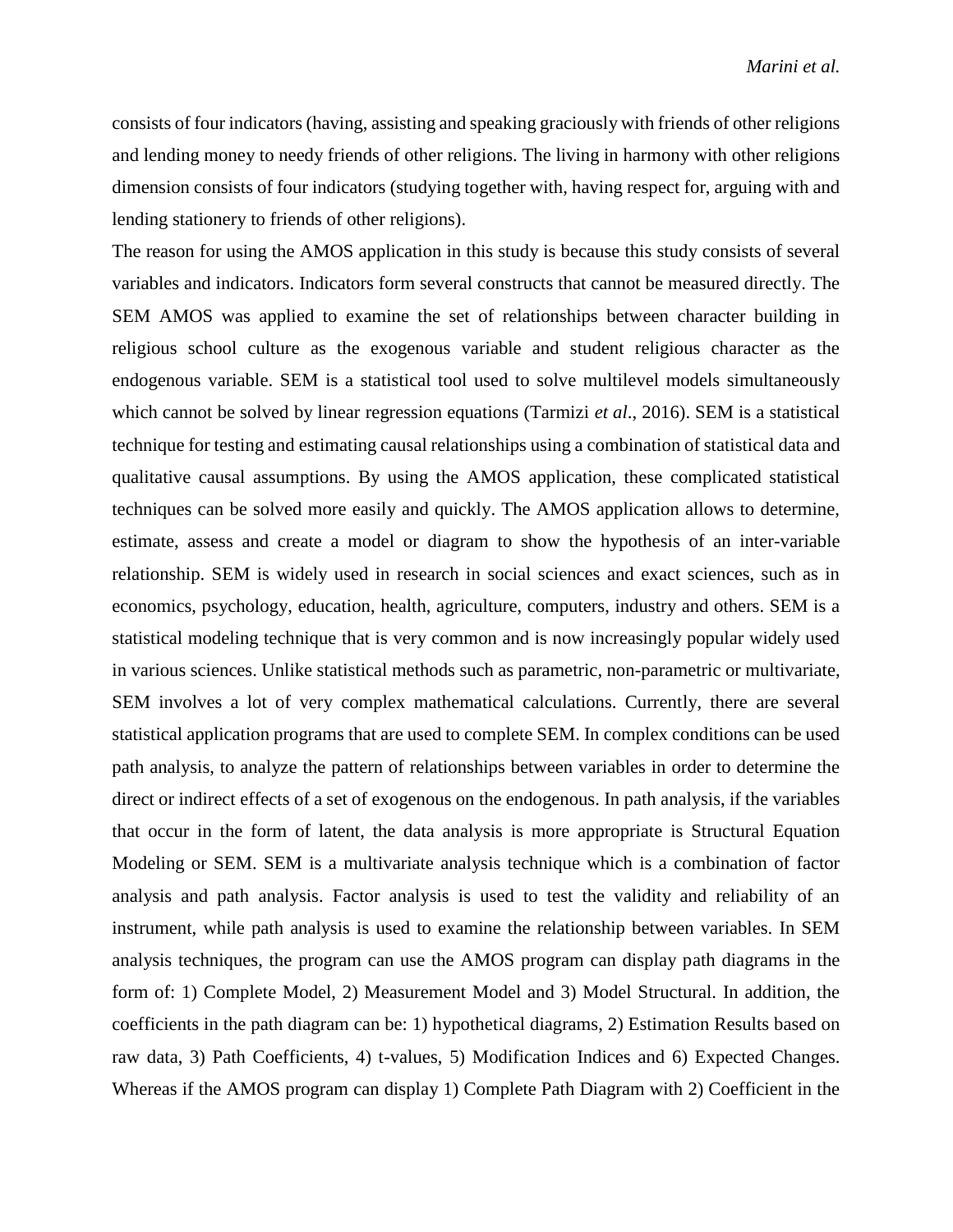consists of four indicators (having, assisting and speaking graciously with friends of other religions and lending money to needy friends of other religions. The living in harmony with other religions dimension consists of four indicators (studying together with, having respect for, arguing with and lending stationery to friends of other religions).

The reason for using the AMOS application in this study is because this study consists of several variables and indicators. Indicators form several constructs that cannot be measured directly. The SEM AMOS was applied to examine the set of relationships between character building in religious school culture as the exogenous variable and student religious character as the endogenous variable. SEM is a statistical tool used to solve multilevel models simultaneously which cannot be solved by linear regression equations (Tarmizi *et al*., 2016). SEM is a statistical technique for testing and estimating causal relationships using a combination of statistical data and qualitative causal assumptions. By using the AMOS application, these complicated statistical techniques can be solved more easily and quickly. The AMOS application allows to determine, estimate, assess and create a model or diagram to show the hypothesis of an inter-variable relationship. SEM is widely used in research in social sciences and exact sciences, such as in economics, psychology, education, health, agriculture, computers, industry and others. SEM is a statistical modeling technique that is very common and is now increasingly popular widely used in various sciences. Unlike statistical methods such as parametric, non-parametric or multivariate, SEM involves a lot of very complex mathematical calculations. Currently, there are several statistical application programs that are used to complete SEM. In complex conditions can be used path analysis, to analyze the pattern of relationships between variables in order to determine the direct or indirect effects of a set of exogenous on the endogenous. In path analysis, if the variables that occur in the form of latent, the data analysis is more appropriate is Structural Equation Modeling or SEM. SEM is a multivariate analysis technique which is a combination of factor analysis and path analysis. Factor analysis is used to test the validity and reliability of an instrument, while path analysis is used to examine the relationship between variables. In SEM analysis techniques, the program can use the AMOS program can display path diagrams in the form of: 1) Complete Model, 2) Measurement Model and 3) Model Structural. In addition, the coefficients in the path diagram can be: 1) hypothetical diagrams, 2) Estimation Results based on raw data, 3) Path Coefficients, 4) t-values, 5) Modification Indices and 6) Expected Changes. Whereas if the AMOS program can display 1) Complete Path Diagram with 2) Coefficient in the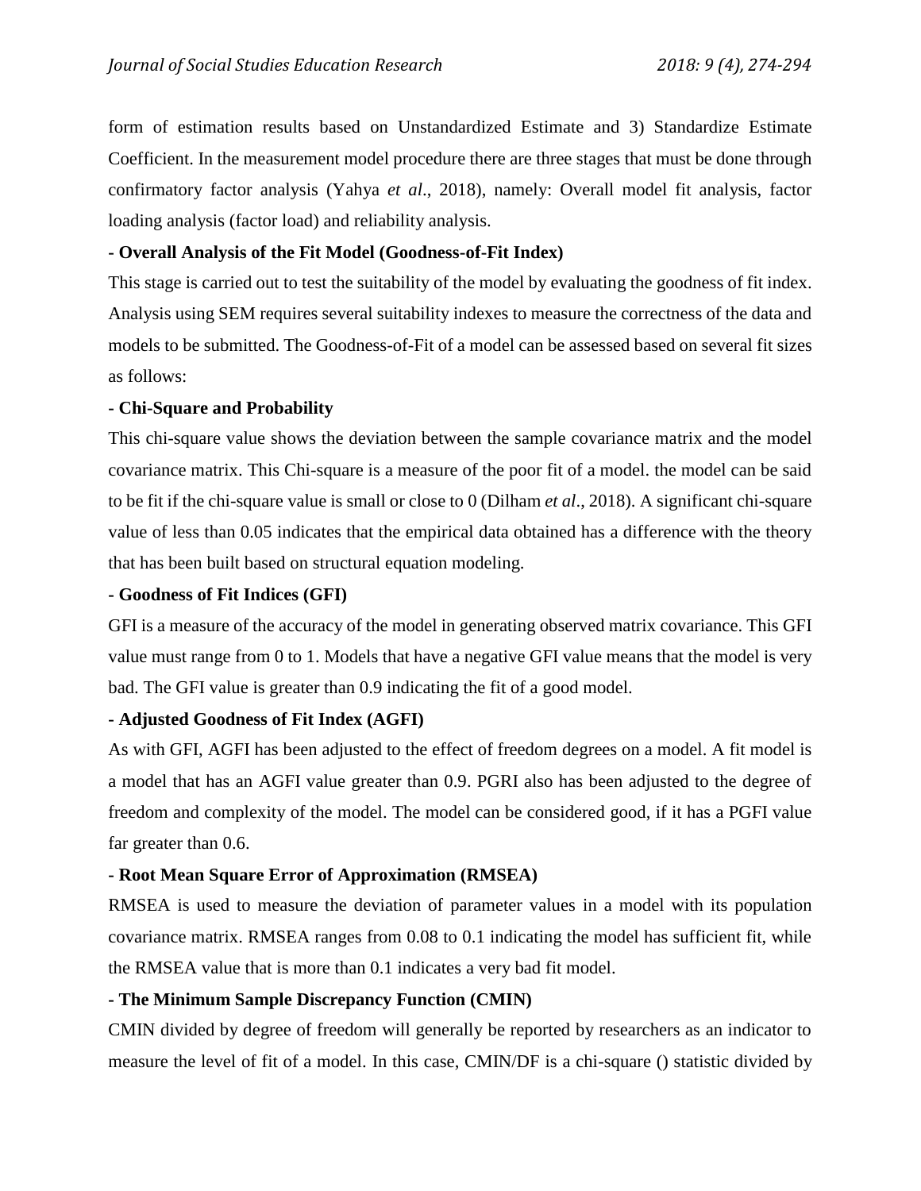form of estimation results based on Unstandardized Estimate and 3) Standardize Estimate Coefficient. In the measurement model procedure there are three stages that must be done through confirmatory factor analysis (Yahya *et al*., 2018), namely: Overall model fit analysis, factor loading analysis (factor load) and reliability analysis.

**- Overall Analysis of the Fit Model (Goodness-of-Fit Index)**

This stage is carried out to test the suitability of the model by evaluating the goodness of fit index. Analysis using SEM requires several suitability indexes to measure the correctness of the data and models to be submitted. The Goodness-of-Fit of a model can be assessed based on several fit sizes as follows:

**- Chi-Square and Probability**

This chi-square value shows the deviation between the sample covariance matrix and the model covariance matrix. This Chi-square is a measure of the poor fit of a model. the model can be said to be fit if the chi-square value is small or close to 0 (Dilham *et al*., 2018). A significant chi-square value of less than 0.05 indicates that the empirical data obtained has a difference with the theory that has been built based on structural equation modeling.

**- Goodness of Fit Indices (GFI)**

GFI is a measure of the accuracy of the model in generating observed matrix covariance. This GFI value must range from 0 to 1. Models that have a negative GFI value means that the model is very bad. The GFI value is greater than 0.9 indicating the fit of a good model.

**- Adjusted Goodness of Fit Index (AGFI)**

As with GFI, AGFI has been adjusted to the effect of freedom degrees on a model. A fit model is a model that has an AGFI value greater than 0.9. PGRI also has been adjusted to the degree of freedom and complexity of the model. The model can be considered good, if it has a PGFI value far greater than 0.6.

**- Root Mean Square Error of Approximation (RMSEA)**

RMSEA is used to measure the deviation of parameter values in a model with its population covariance matrix. RMSEA ranges from 0.08 to 0.1 indicating the model has sufficient fit, while the RMSEA value that is more than 0.1 indicates a very bad fit model.

**- The Minimum Sample Discrepancy Function (CMIN)**

CMIN divided by degree of freedom will generally be reported by researchers as an indicator to measure the level of fit of a model. In this case, CMIN/DF is a chi-square () statistic divided by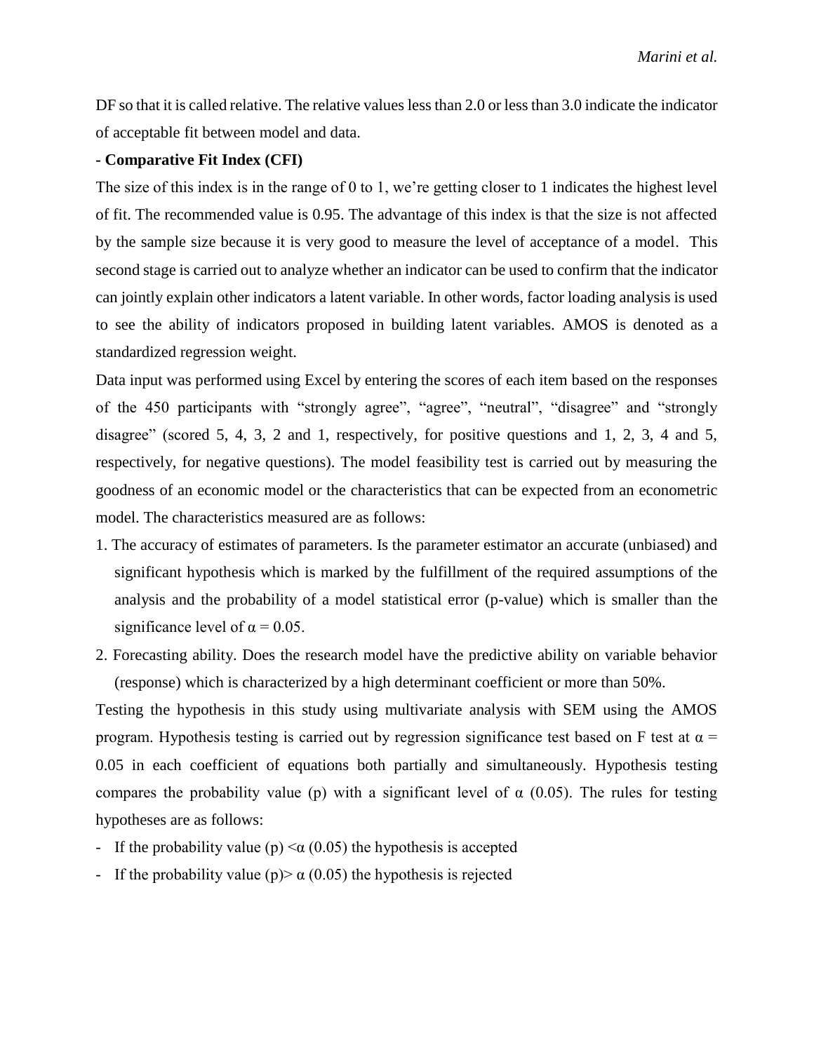DF so that it is called relative. The relative values less than 2.0 or less than 3.0 indicate the indicator of acceptable fit between model and data.

**- Comparative Fit Index (CFI)**

The size of this index is in the range of 0 to 1, we're getting closer to 1 indicates the highest level of fit. The recommended value is 0.95. The advantage of this index is that the size is not affected by the sample size because it is very good to measure the level of acceptance of a model. This second stage is carried out to analyze whether an indicator can be used to confirm that the indicator can jointly explain other indicators a latent variable. In other words, factor loading analysis is used to see the ability of indicators proposed in building latent variables. AMOS is denoted as a standardized regression weight.

Data input was performed using Excel by entering the scores of each item based on the responses of the 450 participants with "strongly agree", "agree", "neutral", "disagree" and "strongly disagree" (scored 5, 4, 3, 2 and 1, respectively, for positive questions and 1, 2, 3, 4 and 5, respectively, for negative questions). The model feasibility test is carried out by measuring the goodness of an economic model or the characteristics that can be expected from an econometric model. The characteristics measured are as follows:

1. The accuracy of estimates of parameters. Is the parameter estimator an accurate (unbiased) and significant hypothesis which is marked by the fulfillment of the required assumptions of the analysis and the probability of a model statistical error (p-value) which is smaller than the significance level of $\alpha = 0.05$.
2. Forecasting ability. Does the research model have the predictive ability on variable behavior (response) which is characterized by a high determinant coefficient or more than 50%.

Testing the hypothesis in this study using multivariate analysis with SEM using the AMOS program. Hypothesis testing is carried out by regression significance test based on F test at $\alpha = 0.05$ in each coefficient of equations both partially and simultaneously. Hypothesis testing compares the probability value (p) with a significant level of $\alpha$ (0.05). The rules for testing hypotheses are as follows:

- If the probability value (p) $< \alpha$ (0.05) the hypothesis is accepted
- If the probability value (p)$> \alpha$ (0.05) the hypothesis is rejected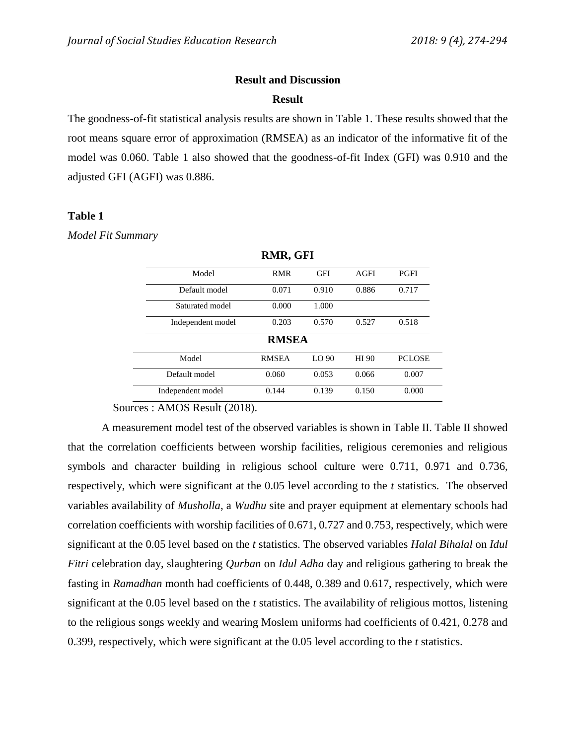## Result and Discussion

### Result

The goodness-of-fit statistical analysis results are shown in Table 1. These results showed that the root means square error of approximation (RMSEA) as an indicator of the informative fit of the model was 0.060. Table 1 also showed that the goodness-of-fit Index (GFI) was 0.910 and the adjusted GFI (AGFI) was 0.886.

**Table 1**

*Model Fit Summary*

**RMR, GFI**

| Model | RMR | GFI | AGFI | PGFI |
|---|---|---|---|---|
| Default model | 0.071 | 0.910 | 0.886 | 0.717 |
| Saturated model | 0.000 | 1.000 | | |
| Independent model | 0.203 | 0.570 | 0.527 | 0.518 |

**RMSEA**

| Model | RMSEA | LO 90 | HI 90 | PCLOSE |
|---|---|---|---|---|
| Default model | 0.060 | 0.053 | 0.066 | 0.007 |
| Independent model | 0.144 | 0.139 | 0.150 | 0.000 |

Sources : AMOS Result (2018).

A measurement model test of the observed variables is shown in Table II. Table II showed that the correlation coefficients between worship facilities, religious ceremonies and religious symbols and character building in religious school culture were 0.711, 0.971 and 0.736, respectively, which were significant at the 0.05 level according to the *t* statistics. The observed variables availability of *Musholla*, a *Wudhu* site and prayer equipment at elementary schools had correlation coefficients with worship facilities of 0.671, 0.727 and 0.753, respectively, which were significant at the 0.05 level based on the *t* statistics. The observed variables *Halal Bihalal* on *Idul Fitri* celebration day, slaughtering *Qurban* on *Idul Adha* day and religious gathering to break the fasting in *Ramadhan* month had coefficients of 0.448, 0.389 and 0.617, respectively, which were significant at the 0.05 level based on the *t* statistics. The availability of religious mottos, listening to the religious songs weekly and wearing Moslem uniforms had coefficients of 0.421, 0.278 and 0.399, respectively, which were significant at the 0.05 level according to the *t* statistics.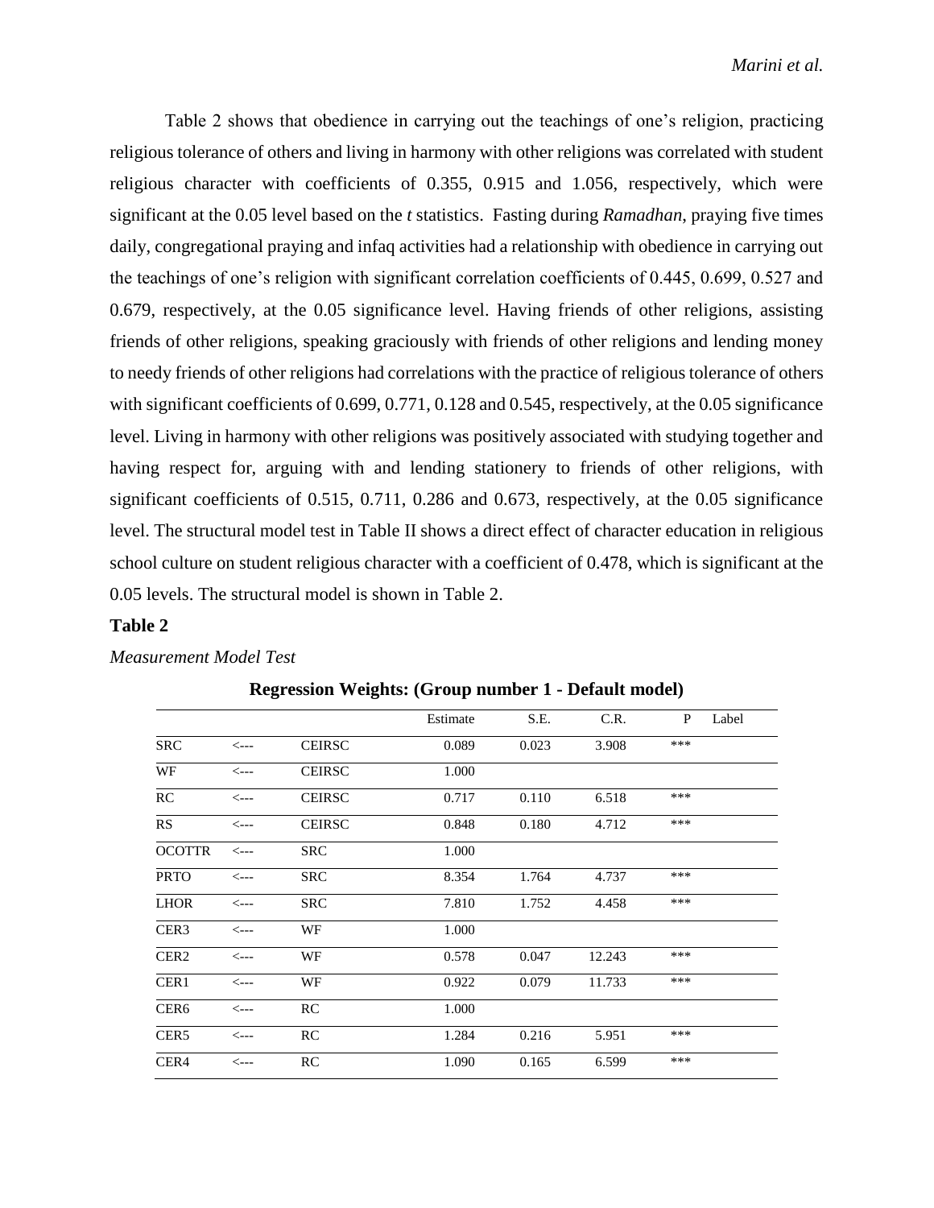Table 2 shows that obedience in carrying out the teachings of one's religion, practicing religious tolerance of others and living in harmony with other religions was correlated with student religious character with coefficients of 0.355, 0.915 and 1.056, respectively, which were significant at the 0.05 level based on the *t* statistics. Fasting during *Ramadhan*, praying five times daily, congregational praying and infaq activities had a relationship with obedience in carrying out the teachings of one's religion with significant correlation coefficients of 0.445, 0.699, 0.527 and 0.679, respectively, at the 0.05 significance level. Having friends of other religions, assisting friends of other religions, speaking graciously with friends of other religions and lending money to needy friends of other religions had correlations with the practice of religious tolerance of others with significant coefficients of 0.699, 0.771, 0.128 and 0.545, respectively, at the 0.05 significance level. Living in harmony with other religions was positively associated with studying together and having respect for, arguing with and lending stationery to friends of other religions, with significant coefficients of 0.515, 0.711, 0.286 and 0.673, respectively, at the 0.05 significance level. The structural model test in Table II shows a direct effect of character education in religious school culture on student religious character with a coefficient of 0.478, which is significant at the 0.05 levels. The structural model is shown in Table 2.

**Table 2**

*Measurement Model Test*

**Regression Weights: (Group number 1 - Default model)**

| | | | Estimate | S.E. | C.R. | P | Label |
|---|---|---|---|---|---|---|---|
| SRC | <--- | CEIRSC | 0.089 | 0.023 | 3.908 | *** | |
| WF | <--- | CEIRSC | 1.000 | | | | |
| RC | <--- | CEIRSC | 0.717 | 0.110 | 6.518 | *** | |
| RS | <--- | CEIRSC | 0.848 | 0.180 | 4.712 | *** | |
| OCOTTR | <--- | SRC | 1.000 | | | | |
| PRTO | <--- | SRC | 8.354 | 1.764 | 4.737 | *** | |
| LHOR | <--- | SRC | 7.810 | 1.752 | 4.458 | *** | |
| CER3 | <--- | WF | 1.000 | | | | |
| CER2 | <--- | WF | 0.578 | 0.047 | 12.243 | *** | |
| CER1 | <--- | WF | 0.922 | 0.079 | 11.733 | *** | |
| CER6 | <--- | RC | 1.000 | | | | |
| CER5 | <--- | RC | 1.284 | 0.216 | 5.951 | *** | |
| CER4 | <--- | RC | 1.090 | 0.165 | 6.599 | *** | |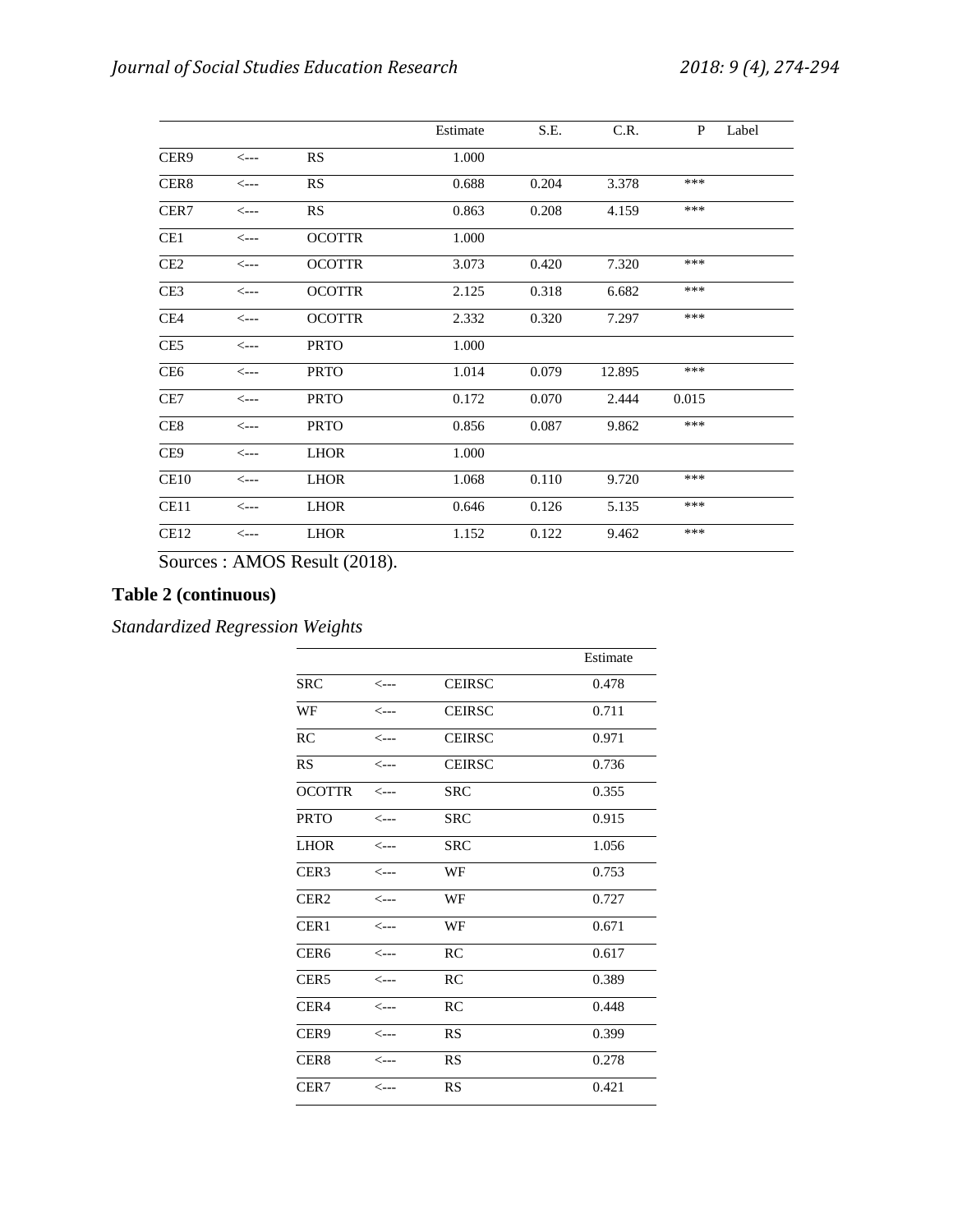| | | | Estimate | S.E. | C.R. | P | Label |
|---|---|---|---|---|---|---|---|
| CER9 | <--- | RS | 1.000 | | | | |
| CER8 | <--- | RS | 0.688 | 0.204 | 3.378 | *** | |
| CER7 | <--- | RS | 0.863 | 0.208 | 4.159 | *** | |
| CE1 | <--- | OCOTTR | 1.000 | | | | |
| CE2 | <--- | OCOTTR | 3.073 | 0.420 | 7.320 | *** | |
| CE3 | <--- | OCOTTR | 2.125 | 0.318 | 6.682 | *** | |
| CE4 | <--- | OCOTTR | 2.332 | 0.320 | 7.297 | *** | |
| CE5 | <--- | PRTO | 1.000 | | | | |
| CE6 | <--- | PRTO | 1.014 | 0.079 | 12.895 | *** | |
| CE7 | <--- | PRTO | 0.172 | 0.070 | 2.444 | 0.015 | |
| CE8 | <--- | PRTO | 0.856 | 0.087 | 9.862 | *** | |
| CE9 | <--- | LHOR | 1.000 | | | | |
| CE10 | <--- | LHOR | 1.068 | 0.110 | 9.720 | *** | |
| CE11 | <--- | LHOR | 0.646 | 0.126 | 5.135 | *** | |
| CE12 | <--- | LHOR | 1.152 | 0.122 | 9.462 | *** | |

Sources : AMOS Result (2018).

**Table 2 (continuous)**

*Standardized Regression Weights*

| | | | Estimate |
|---|---|---|---|
| SRC | <--- | CEIRSC | 0.478 |
| WF | <--- | CEIRSC | 0.711 |
| RC | <--- | CEIRSC | 0.971 |
| RS | <--- | CEIRSC | 0.736 |
| OCOTTR | <--- | SRC | 0.355 |
| PRTO | <--- | SRC | 0.915 |
| LHOR | <--- | SRC | 1.056 |
| CER3 | <--- | WF | 0.753 |
| CER2 | <--- | WF | 0.727 |
| CER1 | <--- | WF | 0.671 |
| CER6 | <--- | RC | 0.617 |
| CER5 | <--- | RC | 0.389 |
| CER4 | <--- | RC | 0.448 |
| CER9 | <--- | RS | 0.399 |
| CER8 | <--- | RS | 0.278 |
| CER7 | <--- | RS | 0.421 |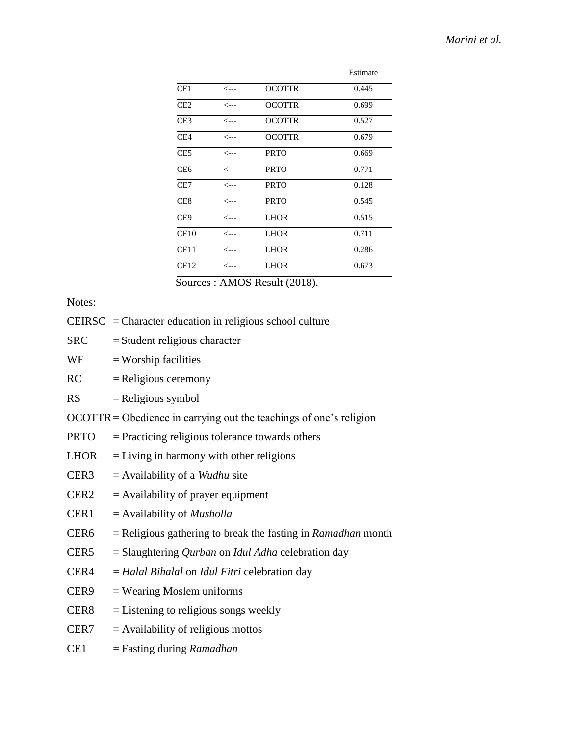| | | | Estimate |
|---|---|---|---|
| CE1 | <--- | OCOTTR | 0.445 |
| CE2 | <--- | OCOTTR | 0.699 |
| CE3 | <--- | OCOTTR | 0.527 |
| CE4 | <--- | OCOTTR | 0.679 |
| CE5 | <--- | PRTO | 0.669 |
| CE6 | <--- | PRTO | 0.771 |
| CE7 | <--- | PRTO | 0.128 |
| CE8 | <--- | PRTO | 0.545 |
| CE9 | <--- | LHOR | 0.515 |
| CE10 | <--- | LHOR | 0.711 |
| CE11 | <--- | LHOR | 0.286 |
| CE12 | <--- | LHOR | 0.673 |

Sources : AMOS Result (2018).

Notes:

CEIRSC = Character education in religious school culture

SRC = Student religious character

WF = Worship facilities

RC = Religious ceremony

RS = Religious symbol

OCOTTR = Obedience in carrying out the teachings of one's religion

PRTO = Practicing religious tolerance towards others

LHOR = Living in harmony with other religions

CER3 = Availability of a *Wudhu* site

CER2 = Availability of prayer equipment

CER1 = Availability of *Musholla*

CER6 = Religious gathering to break the fasting in *Ramadhan* month

CER5 = Slaughtering *Qurban* on *Idul Adha* celebration day

CER4 = *Halal Bihalal* on *Idul Fitri* celebration day

CER9 = Wearing Moslem uniforms

CER8 = Listening to religious songs weekly

CER7 = Availability of religious mottos

CE1 = Fasting during *Ramadhan*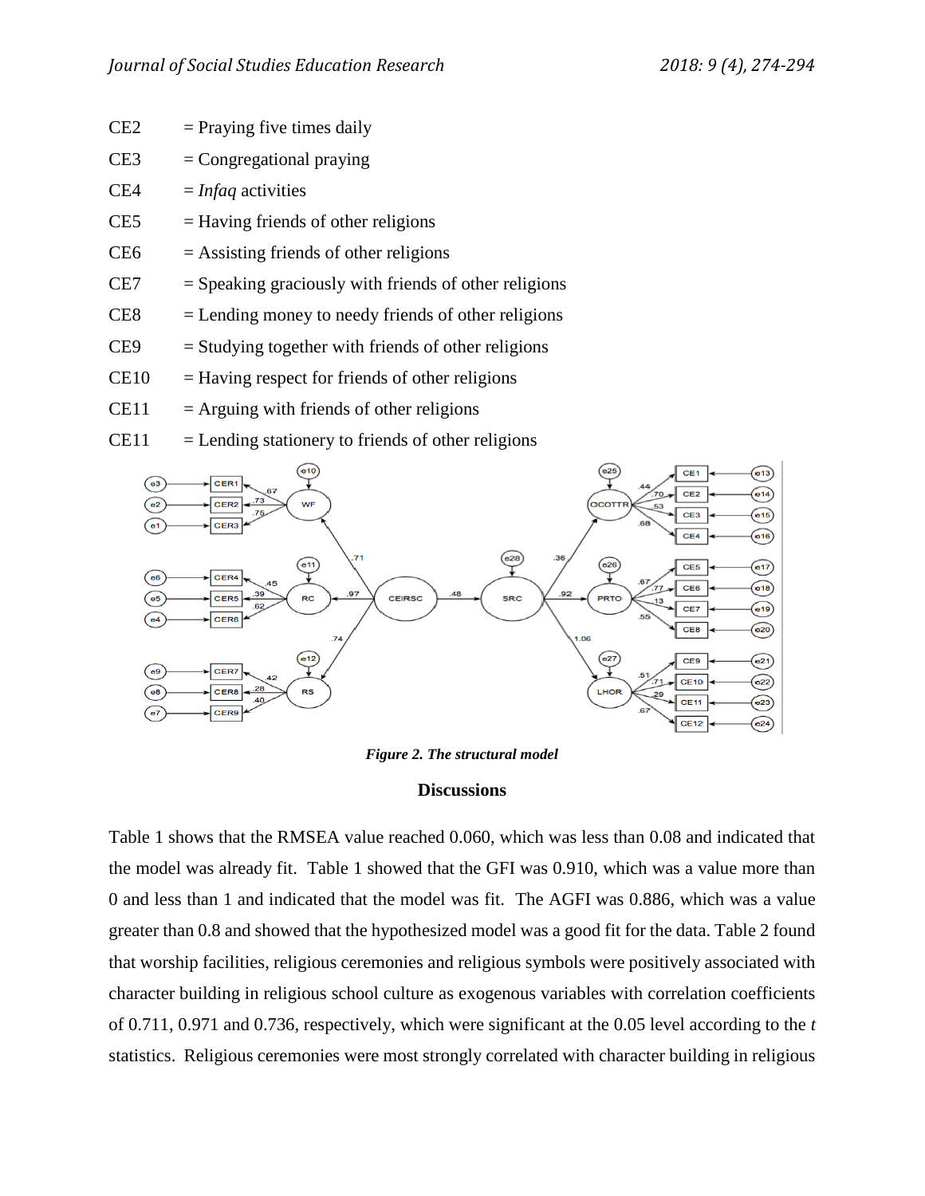CE2 = Praying five times daily

CE3 = Congregational praying

CE4 = *Infaq* activities

CE5 = Having friends of other religions

CE6 = Assisting friends of other religions

CE7 = Speaking graciously with friends of other religions

CE8 = Lending money to needy friends of other religions

CE9 = Studying together with friends of other religions

CE10 = Having respect for friends of other religions

CE11 = Arguing with friends of other religions

CE11 = Lending stationery to friends of other religions

***Figure 2. The structural model***

## Discussions

Table 1 shows that the RMSEA value reached 0.060, which was less than 0.08 and indicated that the model was already fit. Table 1 showed that the GFI was 0.910, which was a value more than 0 and less than 1 and indicated that the model was fit. The AGFI was 0.886, which was a value greater than 0.8 and showed that the hypothesized model was a good fit for the data. Table 2 found that worship facilities, religious ceremonies and religious symbols were positively associated with character building in religious school culture as exogenous variables with correlation coefficients of 0.711, 0.971 and 0.736, respectively, which were significant at the 0.05 level according to the *t* statistics. Religious ceremonies were most strongly correlated with character building in religious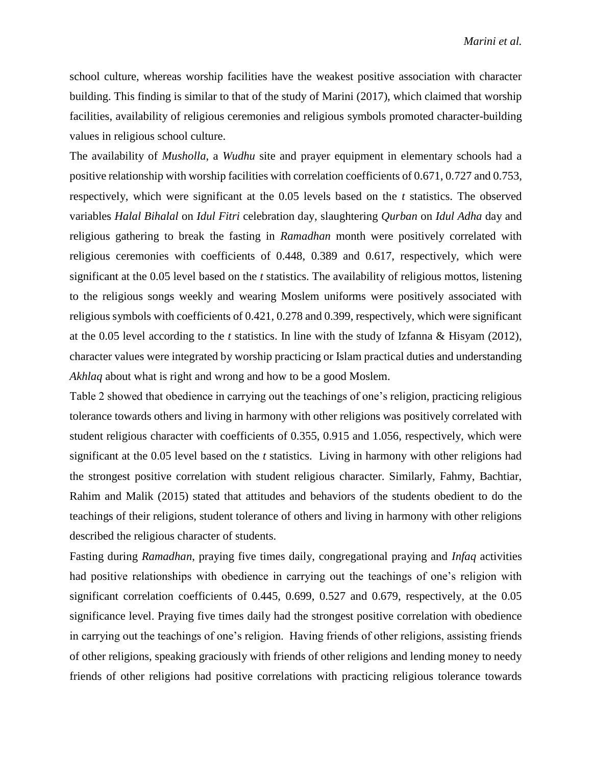school culture, whereas worship facilities have the weakest positive association with character building. This finding is similar to that of the study of Marini (2017), which claimed that worship facilities, availability of religious ceremonies and religious symbols promoted character-building values in religious school culture.

The availability of *Musholla*, a *Wudhu* site and prayer equipment in elementary schools had a positive relationship with worship facilities with correlation coefficients of 0.671, 0.727 and 0.753, respectively, which were significant at the 0.05 levels based on the *t* statistics. The observed variables *Halal Bihalal* on *Idul Fitri* celebration day, slaughtering *Qurban* on *Idul Adha* day and religious gathering to break the fasting in *Ramadhan* month were positively correlated with religious ceremonies with coefficients of 0.448, 0.389 and 0.617, respectively, which were significant at the 0.05 level based on the *t* statistics. The availability of religious mottos, listening to the religious songs weekly and wearing Moslem uniforms were positively associated with religious symbols with coefficients of 0.421, 0.278 and 0.399, respectively, which were significant at the 0.05 level according to the *t* statistics. In line with the study of Izfanna & Hisyam (2012), character values were integrated by worship practicing or Islam practical duties and understanding *Akhlaq* about what is right and wrong and how to be a good Moslem.

Table 2 showed that obedience in carrying out the teachings of one's religion, practicing religious tolerance towards others and living in harmony with other religions was positively correlated with student religious character with coefficients of 0.355, 0.915 and 1.056, respectively, which were significant at the 0.05 level based on the *t* statistics. Living in harmony with other religions had the strongest positive correlation with student religious character. Similarly, Fahmy, Bachtiar, Rahim and Malik (2015) stated that attitudes and behaviors of the students obedient to do the teachings of their religions, student tolerance of others and living in harmony with other religions described the religious character of students.

Fasting during *Ramadhan*, praying five times daily, congregational praying and *Infaq* activities had positive relationships with obedience in carrying out the teachings of one's religion with significant correlation coefficients of 0.445, 0.699, 0.527 and 0.679, respectively, at the 0.05 significance level. Praying five times daily had the strongest positive correlation with obedience in carrying out the teachings of one's religion. Having friends of other religions, assisting friends of other religions, speaking graciously with friends of other religions and lending money to needy friends of other religions had positive correlations with practicing religious tolerance towards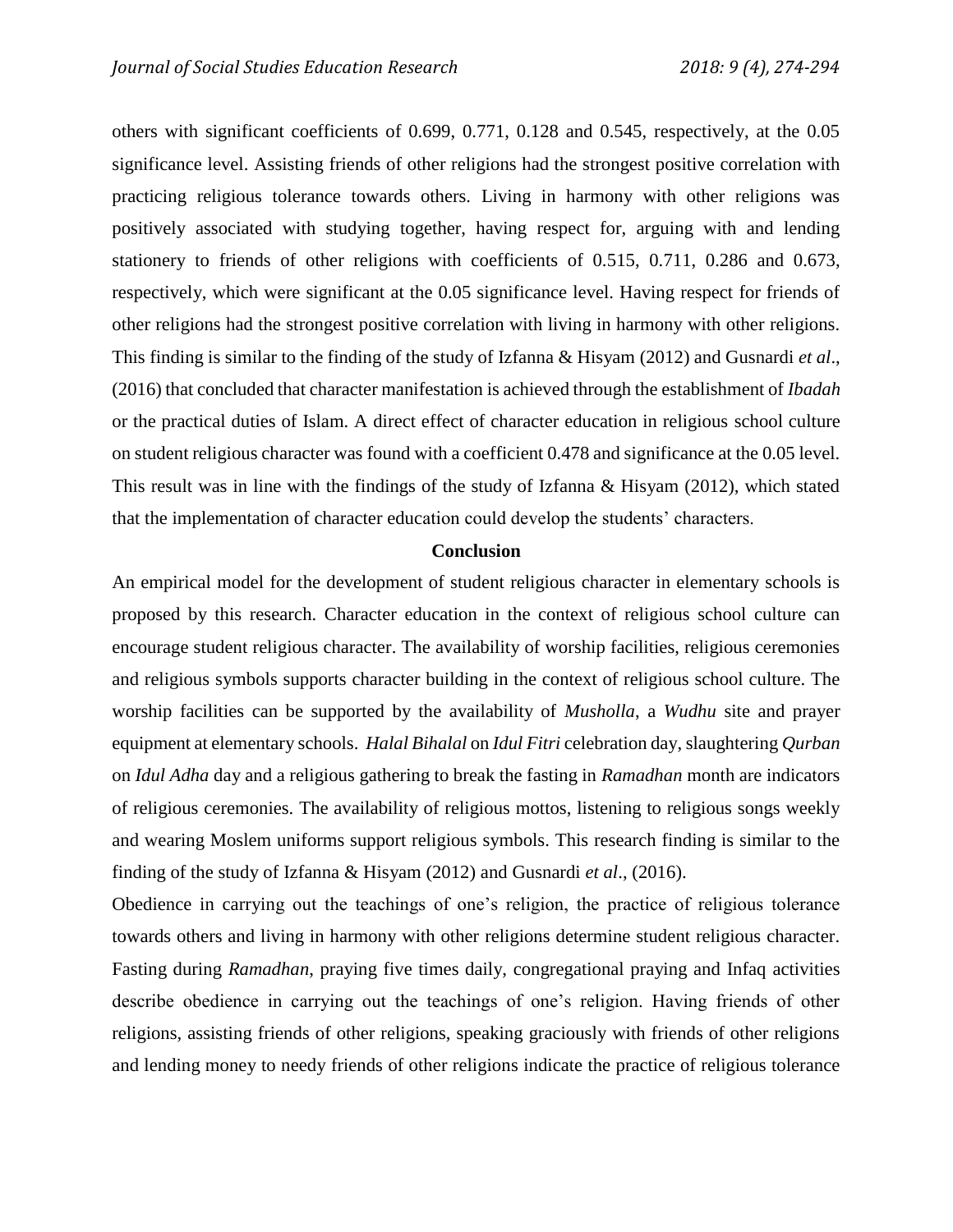others with significant coefficients of 0.699, 0.771, 0.128 and 0.545, respectively, at the 0.05 significance level. Assisting friends of other religions had the strongest positive correlation with practicing religious tolerance towards others. Living in harmony with other religions was positively associated with studying together, having respect for, arguing with and lending stationery to friends of other religions with coefficients of 0.515, 0.711, 0.286 and 0.673, respectively, which were significant at the 0.05 significance level. Having respect for friends of other religions had the strongest positive correlation with living in harmony with other religions. This finding is similar to the finding of the study of Izfanna & Hisyam (2012) and Gusnardi *et al*., (2016) that concluded that character manifestation is achieved through the establishment of *Ibadah* or the practical duties of Islam. A direct effect of character education in religious school culture on student religious character was found with a coefficient 0.478 and significance at the 0.05 level. This result was in line with the findings of the study of Izfanna & Hisyam (2012), which stated that the implementation of character education could develop the students' characters.

## Conclusion

An empirical model for the development of student religious character in elementary schools is proposed by this research. Character education in the context of religious school culture can encourage student religious character. The availability of worship facilities, religious ceremonies and religious symbols supports character building in the context of religious school culture. The worship facilities can be supported by the availability of *Musholla*, a *Wudhu* site and prayer equipment at elementary schools. *Halal Bihalal* on *Idul Fitri* celebration day, slaughtering *Qurban* on *Idul Adha* day and a religious gathering to break the fasting in *Ramadhan* month are indicators of religious ceremonies. The availability of religious mottos, listening to religious songs weekly and wearing Moslem uniforms support religious symbols. This research finding is similar to the finding of the study of Izfanna & Hisyam (2012) and Gusnardi *et al*., (2016).

Obedience in carrying out the teachings of one's religion, the practice of religious tolerance towards others and living in harmony with other religions determine student religious character. Fasting during *Ramadhan*, praying five times daily, congregational praying and Infaq activities describe obedience in carrying out the teachings of one's religion. Having friends of other religions, assisting friends of other religions, speaking graciously with friends of other religions and lending money to needy friends of other religions indicate the practice of religious tolerance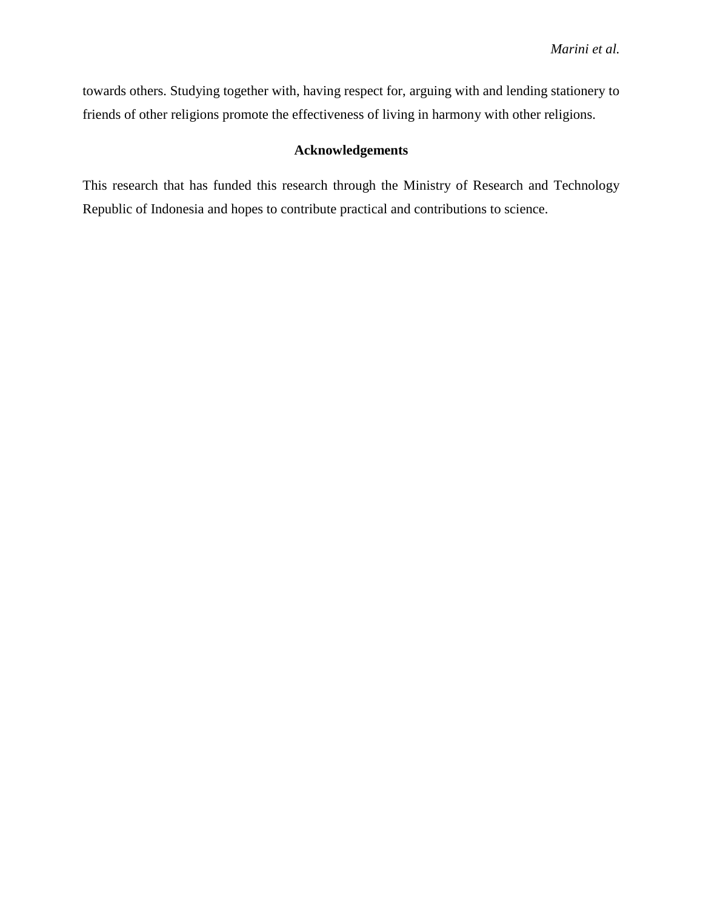towards others. Studying together with, having respect for, arguing with and lending stationery to friends of other religions promote the effectiveness of living in harmony with other religions.

## Acknowledgements

This research that has funded this research through the Ministry of Research and Technology Republic of Indonesia and hopes to contribute practical and contributions to science.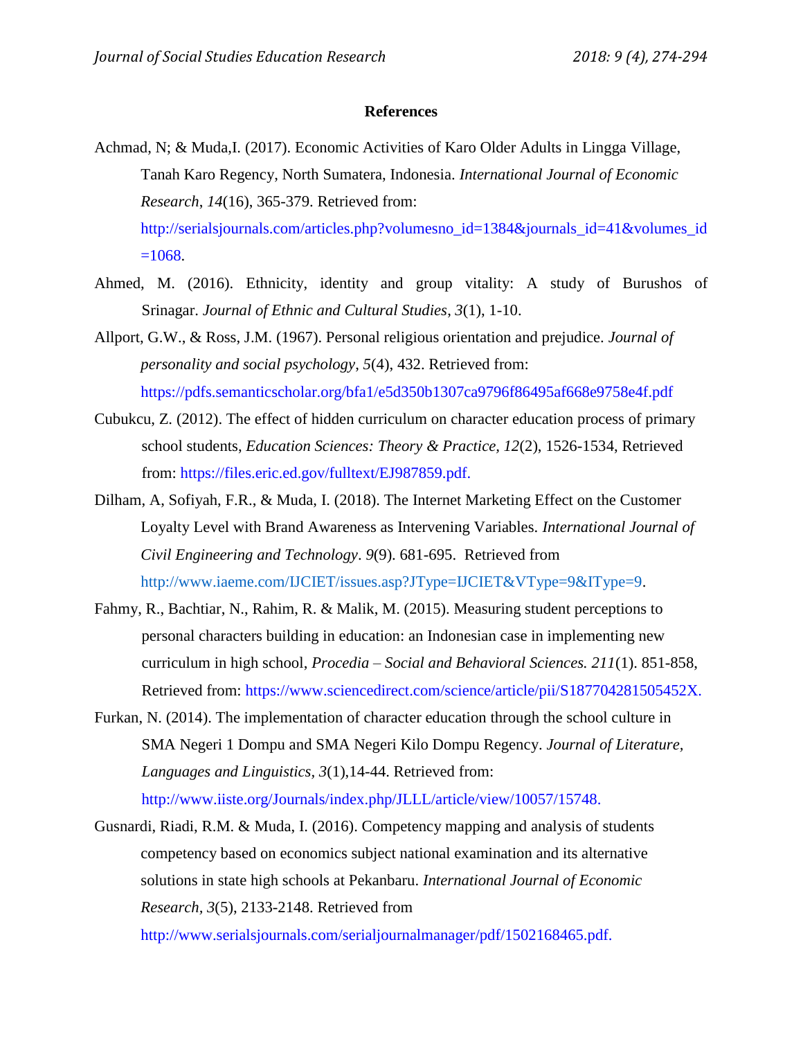**References**

Achmad, N; & Muda,I. (2017). Economic Activities of Karo Older Adults in Lingga Village, Tanah Karo Regency, North Sumatera, Indonesia. *International Journal of Economic Research*, *14*(16), 365-379. Retrieved from: http://serialsjournals.com/articles.php?volumesno_id=1384&journals_id=41&volumes_id=1068.

Ahmed, M. (2016). Ethnicity, identity and group vitality: A study of Burushos of Srinagar. *Journal of Ethnic and Cultural Studies*, *3*(1), 1-10.

Allport, G.W., & Ross, J.M. (1967). Personal religious orientation and prejudice. *Journal of personality and social psychology*, *5*(4), 432. Retrieved from: https://pdfs.semanticscholar.org/bfa1/e5d350b1307ca9796f86495af668e9758e4f.pdf

Cubukcu, Z. (2012). The effect of hidden curriculum on character education process of primary school students, *Education Sciences: Theory & Practice, 12*(2), 1526-1534, Retrieved from: https://files.eric.ed.gov/fulltext/EJ987859.pdf.

Dilham, A, Sofiyah, F.R., & Muda, I. (2018). The Internet Marketing Effect on the Customer Loyalty Level with Brand Awareness as Intervening Variables. *International Journal of Civil Engineering and Technology*. *9*(9). 681-695. Retrieved from http://www.iaeme.com/IJCIET/issues.asp?JType=IJCIET&VType=9&IType=9.

Fahmy, R., Bachtiar, N., Rahim, R. & Malik, M. (2015). Measuring student perceptions to personal characters building in education: an Indonesian case in implementing new curriculum in high school, *Procedia – Social and Behavioral Sciences. 211*(1). 851-858, Retrieved from: https://www.sciencedirect.com/science/article/pii/S187704281505452X.

Furkan, N. (2014). The implementation of character education through the school culture in SMA Negeri 1 Dompu and SMA Negeri Kilo Dompu Regency. *Journal of Literature, Languages and Linguistics, 3*(1),14-44. Retrieved from: http://www.iiste.org/Journals/index.php/JLLL/article/view/10057/15748.

Gusnardi, Riadi, R.M. & Muda, I. (2016). Competency mapping and analysis of students competency based on economics subject national examination and its alternative solutions in state high schools at Pekanbaru. *International Journal of Economic Research*, *3*(5), 2133-2148. Retrieved from http://www.serialsjournals.com/serialjournalmanager/pdf/1502168465.pdf.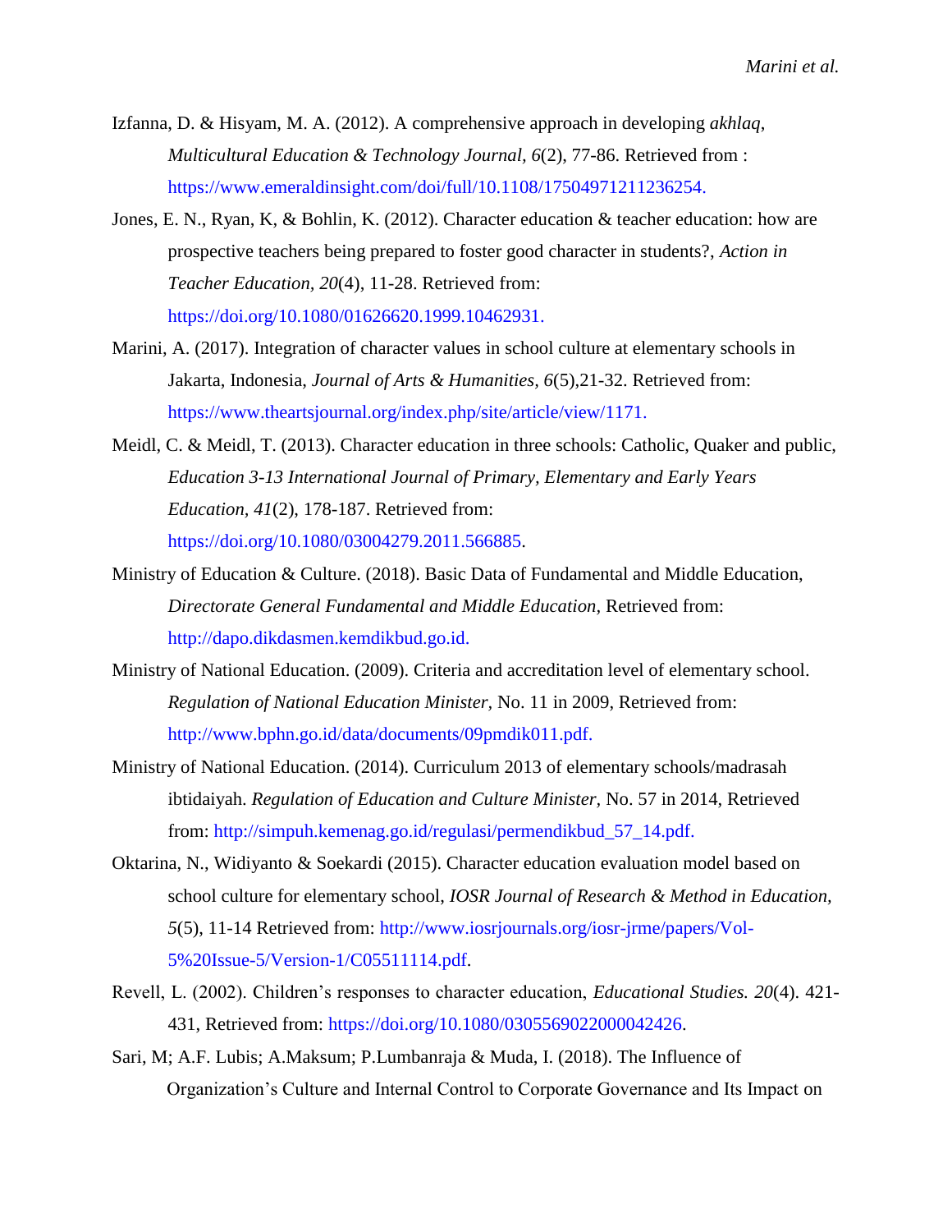Izfanna, D. & Hisyam, M. A. (2012). A comprehensive approach in developing *akhlaq*, *Multicultural Education & Technology Journal, 6*(2), 77-86. Retrieved from : https://www.emeraldinsight.com/doi/full/10.1108/17504971211236254.

Jones, E. N., Ryan, K, & Bohlin, K. (2012). Character education & teacher education: how are prospective teachers being prepared to foster good character in students?, *Action in Teacher Education*, *20*(4), 11-28. Retrieved from: https://doi.org/10.1080/01626620.1999.10462931.

Marini, A. (2017). Integration of character values in school culture at elementary schools in Jakarta, Indonesia, *Journal of Arts & Humanities*, *6*(5),21-32. Retrieved from: https://www.theartsjournal.org/index.php/site/article/view/1171.

Meidl, C. & Meidl, T. (2013). Character education in three schools: Catholic, Quaker and public, *Education 3-13 International Journal of Primary, Elementary and Early Years Education, 41*(2), 178-187. Retrieved from: https://doi.org/10.1080/03004279.2011.566885.

Ministry of Education & Culture. (2018). Basic Data of Fundamental and Middle Education, *Directorate General Fundamental and Middle Education*, Retrieved from: http://dapo.dikdasmen.kemdikbud.go.id.

Ministry of National Education. (2009). Criteria and accreditation level of elementary school. *Regulation of National Education Minister*, No. 11 in 2009, Retrieved from: http://www.bphn.go.id/data/documents/09pmdik011.pdf.

Ministry of National Education. (2014). Curriculum 2013 of elementary schools/madrasah ibtidaiyah. *Regulation of Education and Culture Minister*, No. 57 in 2014, Retrieved from: http://simpuh.kemenag.go.id/regulasi/permendikbud_57_14.pdf.

Oktarina, N., Widiyanto & Soekardi (2015). Character education evaluation model based on school culture for elementary school, *IOSR Journal of Research & Method in Education, 5*(5), 11-14 Retrieved from: http://www.iosrjournals.org/iosr-jrme/papers/Vol-5%20Issue-5/Version-1/C05511114.pdf.

Revell, L. (2002). Children's responses to character education, *Educational Studies. 20*(4). 421-431, Retrieved from: https://doi.org/10.1080/0305569022000042426.

Sari, M; A.F. Lubis; A.Maksum; P.Lumbanraja & Muda, I. (2018). The Influence of Organization's Culture and Internal Control to Corporate Governance and Its Impact on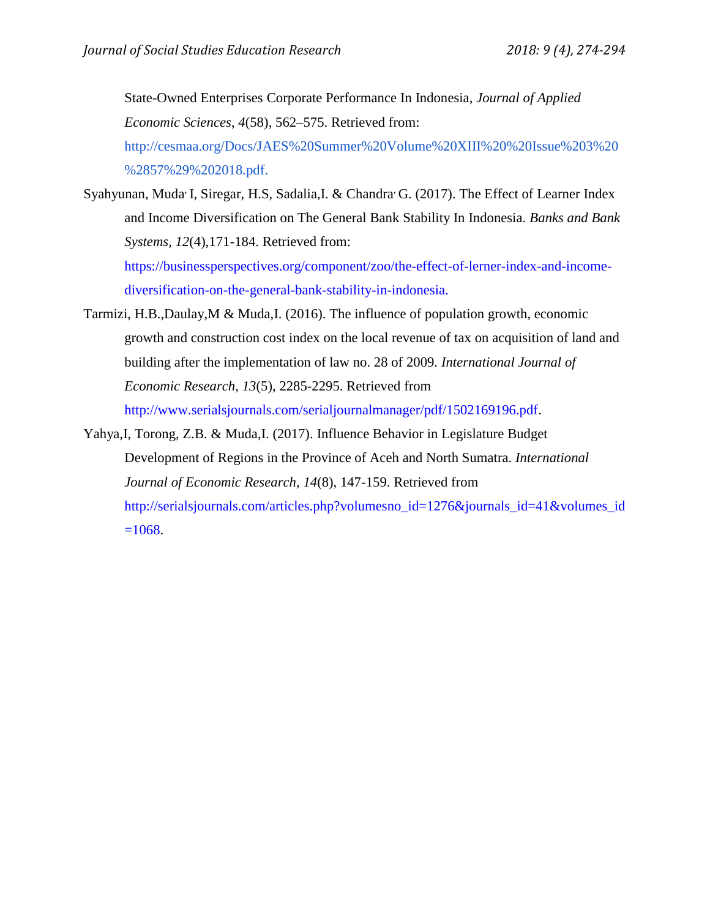State-Owned Enterprises Corporate Performance In Indonesia, *Journal of Applied Economic Sciences*, *4*(58), 562–575. Retrieved from: http://cesmaa.org/Docs/JAES%20Summer%20Volume%20XIII%20%20Issue%203%20%2857%29%202018.pdf.

Syahyunan, Muda, I, Siregar, H.S, Sadalia,I. & Chandra, G. (2017). The Effect of Learner Index and Income Diversification on The General Bank Stability In Indonesia. *Banks and Bank Systems*, *12*(4),171-184. Retrieved from: https://businessperspectives.org/component/zoo/the-effect-of-lerner-index-and-income-diversification-on-the-general-bank-stability-in-indonesia.

Tarmizi, H.B.,Daulay,M & Muda,I. (2016). The influence of population growth, economic growth and construction cost index on the local revenue of tax on acquisition of land and building after the implementation of law no. 28 of 2009. *International Journal of Economic Research*, *13*(5), 2285-2295. Retrieved from http://www.serialsjournals.com/serialjournalmanager/pdf/1502169196.pdf.

Yahya,I, Torong, Z.B. & Muda,I. (2017). Influence Behavior in Legislature Budget Development of Regions in the Province of Aceh and North Sumatra. *International Journal of Economic Research*, *14*(8), 147-159. Retrieved from http://serialsjournals.com/articles.php?volumesno_id=1276&journals_id=41&volumes_id=1068.